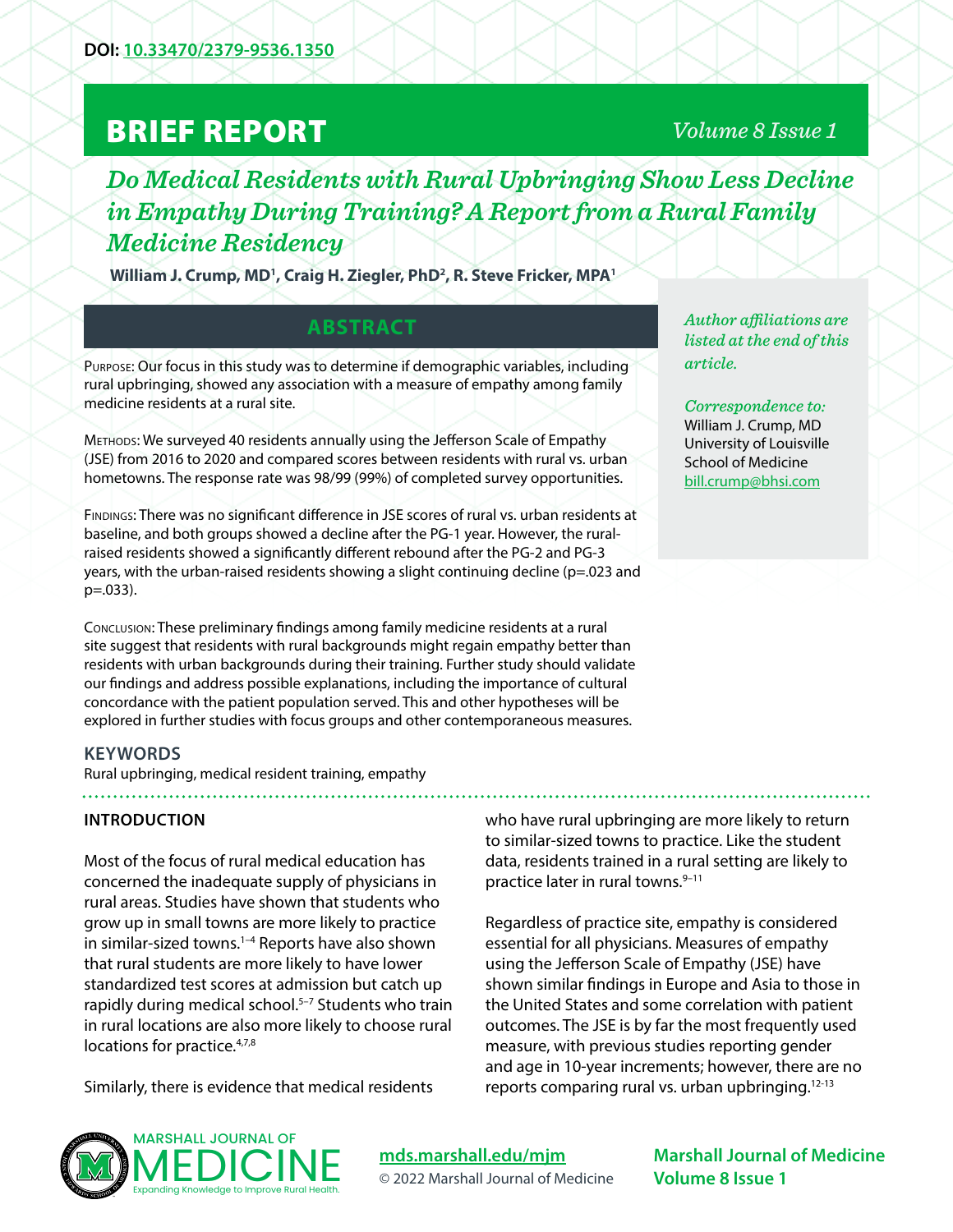DOI: 10.33470/2379-9536.1350

# BRIEF REPORT

# *Do Medical Residents with Rural Upbringing Show Less Decline in Empathy During Training? A Report from a Rural Family Medicine Residency*

**William J. Crump, MD[1], Craig H. Ziegler, PhD[2], R. Steve Fricker, MPA[1]**

*Author affiliations are listed at the end of this article.*

*Correspondence to:*
William J. Crump, MD
University of Louisville
School of Medicine
bill.crump@bhsi.com

## ABSTRACT

Purpose: Our focus in this study was to determine if demographic variables, including rural upbringing, showed any association with a measure of empathy among family medicine residents at a rural site.

Methods: We surveyed 40 residents annually using the Jefferson Scale of Empathy (JSE) from 2016 to 2020 and compared scores between residents with rural vs. urban hometowns. The response rate was 98/99 (99%) of completed survey opportunities.

Findings: There was no significant difference in JSE scores of rural vs. urban residents at baseline, and both groups showed a decline after the PG-1 year. However, the rural-raised residents showed a significantly different rebound after the PG-2 and PG-3 years, with the urban-raised residents showing a slight continuing decline (p=.023 and p=.033).

Conclusion: These preliminary findings among family medicine residents at a rural site suggest that residents with rural backgrounds might regain empathy better than residents with urban backgrounds during their training. Further study should validate our findings and address possible explanations, including the importance of cultural concordance with the patient population served. This and other hypotheses will be explored in further studies with focus groups and other contemporaneous measures.

## KEYWORDS

Rural upbringing, medical resident training, empathy

## INTRODUCTION

Most of the focus of rural medical education has concerned the inadequate supply of physicians in rural areas. Studies have shown that students who grow up in small towns are more likely to practice in similar-sized towns.[1–4] Reports have also shown that rural students are more likely to have lower standardized test scores at admission but catch up rapidly during medical school.[5–7] Students who train in rural locations are also more likely to choose rural locations for practice.[4,7,8]

Similarly, there is evidence that medical residents who have rural upbringing are more likely to return to similar-sized towns to practice. Like the student data, residents trained in a rural setting are likely to practice later in rural towns.[9–11]

Regardless of practice site, empathy is considered essential for all physicians. Measures of empathy using the Jefferson Scale of Empathy (JSE) have shown similar findings in Europe and Asia to those in the United States and some correlation with patient outcomes. The JSE is by far the most frequently used measure, with previous studies reporting gender and age in 10-year increments; however, there are no reports comparing rural vs. urban upbringing.[12-13]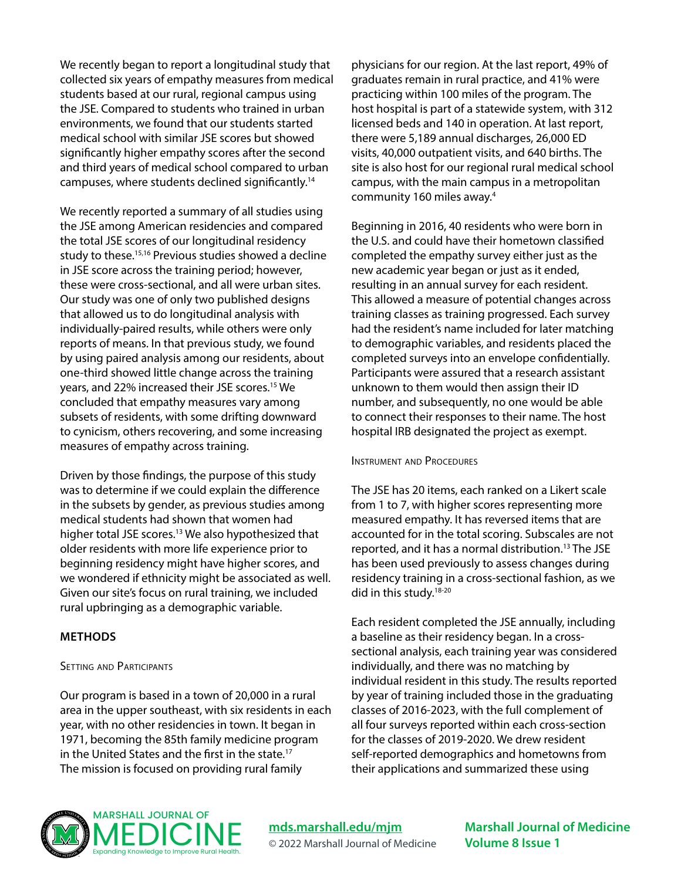We recently began to report a longitudinal study that collected six years of empathy measures from medical students based at our rural, regional campus using the JSE. Compared to students who trained in urban environments, we found that our students started medical school with similar JSE scores but showed significantly higher empathy scores after the second and third years of medical school compared to urban campuses, where students declined significantly.[14]

We recently reported a summary of all studies using the JSE among American residencies and compared the total JSE scores of our longitudinal residency study to these.[15,16] Previous studies showed a decline in JSE score across the training period; however, these were cross-sectional, and all were urban sites. Our study was one of only two published designs that allowed us to do longitudinal analysis with individually-paired results, while others were only reports of means. In that previous study, we found by using paired analysis among our residents, about one-third showed little change across the training years, and 22% increased their JSE scores.[15] We concluded that empathy measures vary among subsets of residents, with some drifting downward to cynicism, others recovering, and some increasing measures of empathy across training.

Driven by those findings, the purpose of this study was to determine if we could explain the difference in the subsets by gender, as previous studies among medical students had shown that women had higher total JSE scores.[13] We also hypothesized that older residents with more life experience prior to beginning residency might have higher scores, and we wondered if ethnicity might be associated as well. Given our site's focus on rural training, we included rural upbringing as a demographic variable.

## METHODS

### Setting and Participants

Our program is based in a town of 20,000 in a rural area in the upper southeast, with six residents in each year, with no other residencies in town. It began in 1971, becoming the 85th family medicine program in the United States and the first in the state.[17] The mission is focused on providing rural family physicians for our region. At the last report, 49% of graduates remain in rural practice, and 41% were practicing within 100 miles of the program. The host hospital is part of a statewide system, with 312 licensed beds and 140 in operation. At last report, there were 5,189 annual discharges, 26,000 ED visits, 40,000 outpatient visits, and 640 births. The site is also host for our regional rural medical school campus, with the main campus in a metropolitan community 160 miles away.[4]

Beginning in 2016, 40 residents who were born in the U.S. and could have their hometown classified completed the empathy survey either just as the new academic year began or just as it ended, resulting in an annual survey for each resident. This allowed a measure of potential changes across training classes as training progressed. Each survey had the resident's name included for later matching to demographic variables, and residents placed the completed surveys into an envelope confidentially. Participants were assured that a research assistant unknown to them would then assign their ID number, and subsequently, no one would be able to connect their responses to their name. The host hospital IRB designated the project as exempt.

### Instrument and Procedures

The JSE has 20 items, each ranked on a Likert scale from 1 to 7, with higher scores representing more measured empathy. It has reversed items that are accounted for in the total scoring. Subscales are not reported, and it has a normal distribution.[13] The JSE has been used previously to assess changes during residency training in a cross-sectional fashion, as we did in this study.[18-20]

Each resident completed the JSE annually, including a baseline as their residency began. In a cross-sectional analysis, each training year was considered individually, and there was no matching by individual resident in this study. The results reported by year of training included those in the graduating classes of 2016-2023, with the full complement of all four surveys reported within each cross-section for the classes of 2019-2020. We drew resident self-reported demographics and hometowns from their applications and summarized these using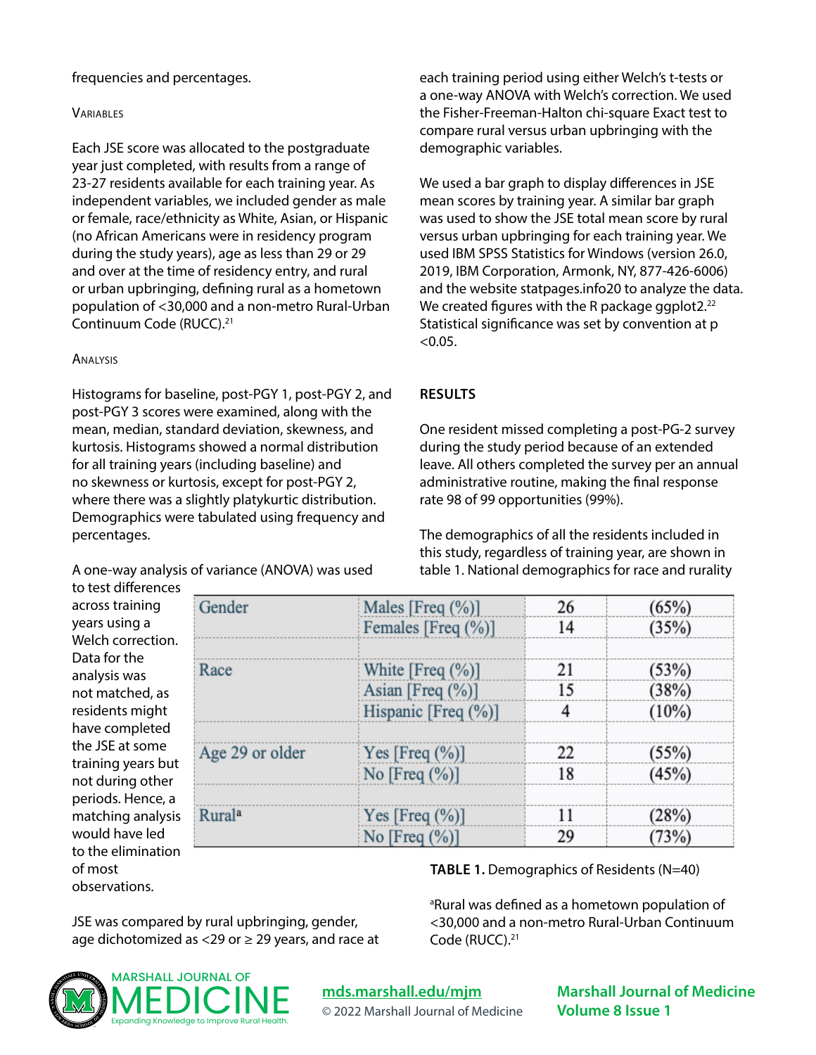frequencies and percentages.

### Variables

Each JSE score was allocated to the postgraduate year just completed, with results from a range of 23-27 residents available for each training year. As independent variables, we included gender as male or female, race/ethnicity as White, Asian, or Hispanic (no African Americans were in residency program during the study years), age as less than 29 or 29 and over at the time of residency entry, and rural or urban upbringing, defining rural as a hometown population of <30,000 and a non-metro Rural-Urban Continuum Code (RUCC).[21]

### Analysis

Histograms for baseline, post-PGY 1, post-PGY 2, and post-PGY 3 scores were examined, along with the mean, median, standard deviation, skewness, and kurtosis. Histograms showed a normal distribution for all training years (including baseline) and no skewness or kurtosis, except for post-PGY 2, where there was a slightly platykurtic distribution. Demographics were tabulated using frequency and percentages.

A one-way analysis of variance (ANOVA) was used to test differences across training years using a Welch correction. Data for the analysis was not matched, as residents might have completed the JSE at some training years but not during other periods. Hence, a matching analysis would have led to the elimination of most observations.

JSE was compared by rural upbringing, gender, age dichotomized as <29 or ≥ 29 years, and race at each training period using either Welch's t-tests or a one-way ANOVA with Welch's correction. We used the Fisher-Freeman-Halton chi-square Exact test to compare rural versus urban upbringing with the demographic variables.

We used a bar graph to display differences in JSE mean scores by training year. A similar bar graph was used to show the JSE total mean score by rural versus urban upbringing for each training year. We used IBM SPSS Statistics for Windows (version 26.0, 2019, IBM Corporation, Armonk, NY, 877-426-6006) and the website statpages.info20 to analyze the data. We created figures with the R package ggplot2.[22] Statistical significance was set by convention at $p < 0.05$.

## RESULTS

One resident missed completing a post-PG-2 survey during the study period because of an extended leave. All others completed the survey per an annual administrative routine, making the final response rate 98 of 99 opportunities (99%).

The demographics of all the residents included in this study, regardless of training year, are shown in table 1. National demographics for race and rurality

| | | | |
|---|---|---|---|
| Gender | Males [Freq (%)] | 26 | (65%) |
| | Females [Freq (%)] | 14 | (35%) |
| | | | |
| Race | White [Freq (%)] | 21 | (53%) |
| | Asian [Freq (%)] | 15 | (38%) |
| | Hispanic [Freq (%)] | 4 | (10%) |
| | | | |
| Age 29 or older | Yes [Freq (%)] | 22 | (55%) |
| | No [Freq (%)] | 18 | (45%) |
| | | | |
| Rural[a] | Yes [Freq (%)] | 11 | (28%) |
| | No [Freq (%)] | 29 | (73%) |

**TABLE 1.** Demographics of Residents (N=40)

[a]Rural was defined as a hometown population of <30,000 and a non-metro Rural-Urban Continuum Code (RUCC).[21]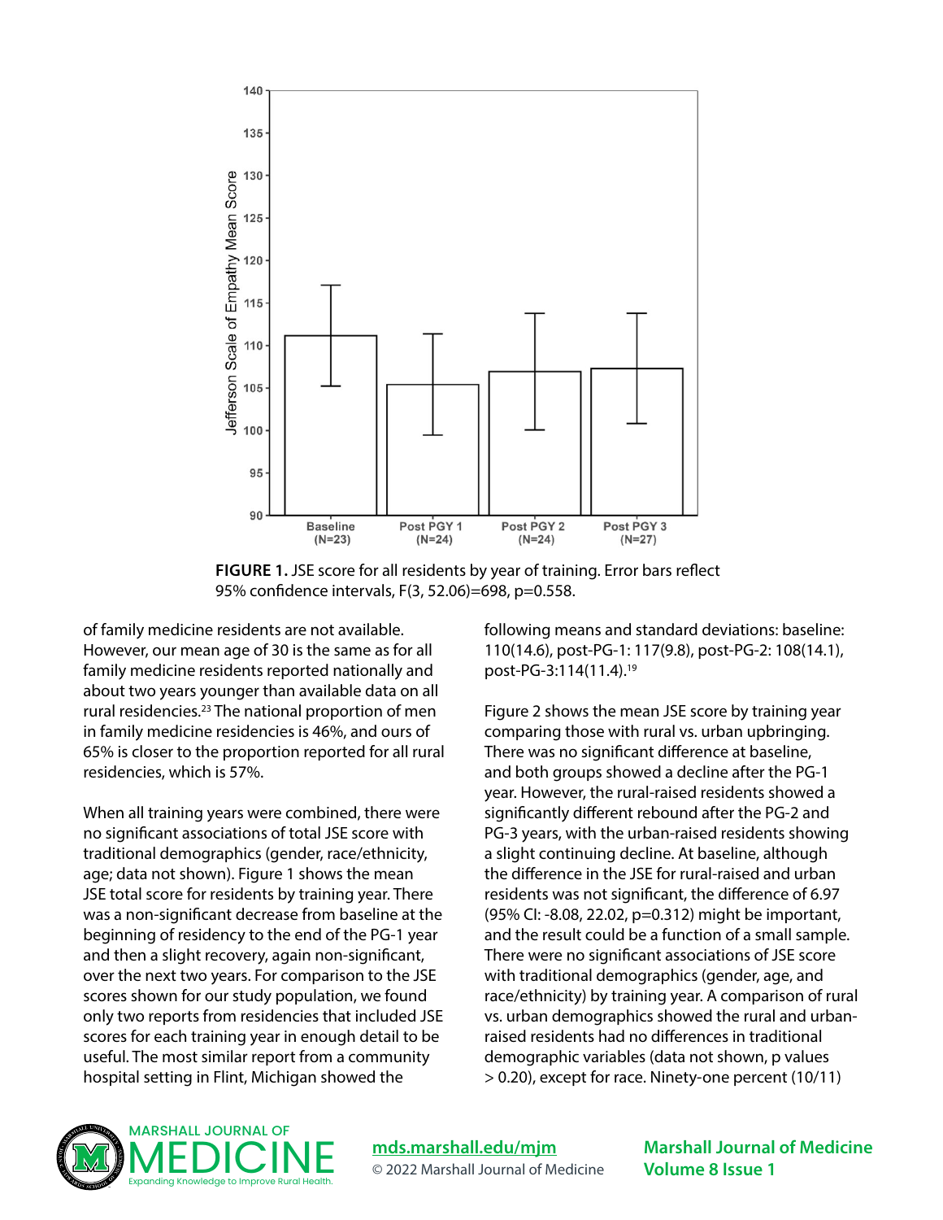**FIGURE 1.** JSE score for all residents by year of training. Error bars reflect 95% confidence intervals, $F(3, 52.06)=698$, $p=0.558$.

of family medicine residents are not available. However, our mean age of 30 is the same as for all family medicine residents reported nationally and about two years younger than available data on all rural residencies.[23] The national proportion of men in family medicine residencies is 46%, and ours of 65% is closer to the proportion reported for all rural residencies, which is 57%.

When all training years were combined, there were no significant associations of total JSE score with traditional demographics (gender, race/ethnicity, age; data not shown). Figure 1 shows the mean JSE total score for residents by training year. There was a non-significant decrease from baseline at the beginning of residency to the end of the PG-1 year and then a slight recovery, again non-significant, over the next two years. For comparison to the JSE scores shown for our study population, we found only two reports from residencies that included JSE scores for each training year in enough detail to be useful. The most similar report from a community hospital setting in Flint, Michigan showed the following means and standard deviations: baseline: 110(14.6), post-PG-1: 117(9.8), post-PG-2: 108(14.1), post-PG-3:114(11.4).[19]

Figure 2 shows the mean JSE score by training year comparing those with rural vs. urban upbringing. There was no significant difference at baseline, and both groups showed a decline after the PG-1 year. However, the rural-raised residents showed a significantly different rebound after the PG-2 and PG-3 years, with the urban-raised residents showing a slight continuing decline. At baseline, although the difference in the JSE for rural-raised and urban residents was not significant, the difference of 6.97 (95% CI: -8.08, 22.02, $p=0.312$) might be important, and the result could be a function of a small sample. There were no significant associations of JSE score with traditional demographics (gender, age, and race/ethnicity) by training year. A comparison of rural vs. urban demographics showed the rural and urban-raised residents had no differences in traditional demographic variables (data not shown, p values $> 0.20$), except for race. Ninety-one percent (10/11)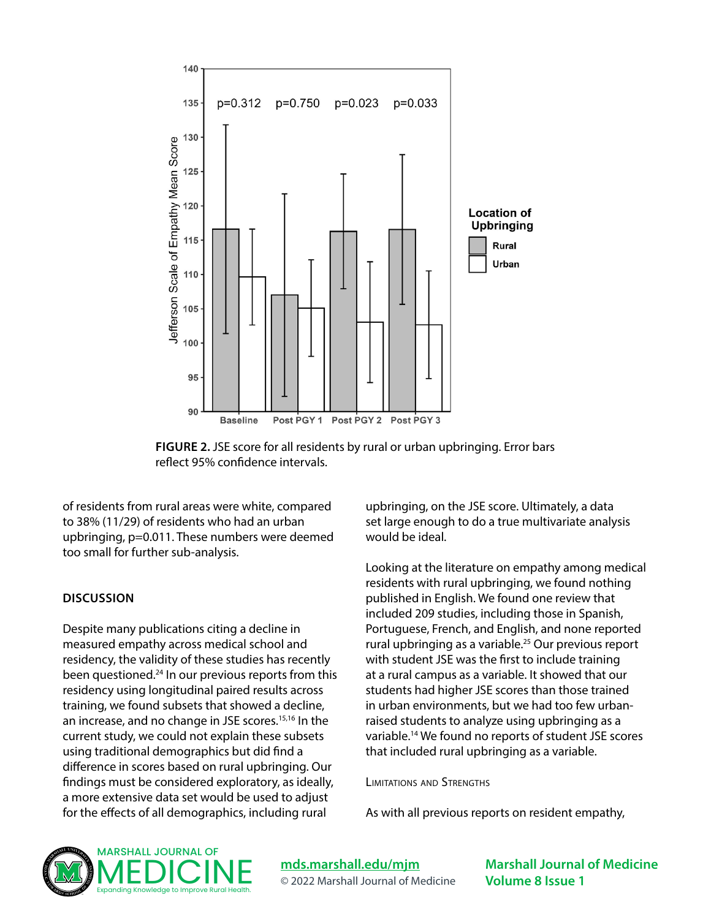FIGURE 2. JSE score for all residents by rural or urban upbringing. Error bars reflect 95% confidence intervals.

of residents from rural areas were white, compared to 38% (11/29) of residents who had an urban upbringing, p=0.011. These numbers were deemed too small for further sub-analysis.

## DISCUSSION

Despite many publications citing a decline in measured empathy across medical school and residency, the validity of these studies has recently been questioned.[24] In our previous reports from this residency using longitudinal paired results across training, we found subsets that showed a decline, an increase, and no change in JSE scores.[15,16] In the current study, we could not explain these subsets using traditional demographics but did find a difference in scores based on rural upbringing. Our findings must be considered exploratory, as ideally, a more extensive data set would be used to adjust for the effects of all demographics, including rural upbringing, on the JSE score. Ultimately, a data set large enough to do a true multivariate analysis would be ideal.

Looking at the literature on empathy among medical residents with rural upbringing, we found nothing published in English. We found one review that included 209 studies, including those in Spanish, Portuguese, French, and English, and none reported rural upbringing as a variable.[25] Our previous report with student JSE was the first to include training at a rural campus as a variable. It showed that our students had higher JSE scores than those trained in urban environments, but we had too few urban-raised students to analyze using upbringing as a variable.[14] We found no reports of student JSE scores that included rural upbringing as a variable.

### Limitations and Strengths

As with all previous reports on resident empathy,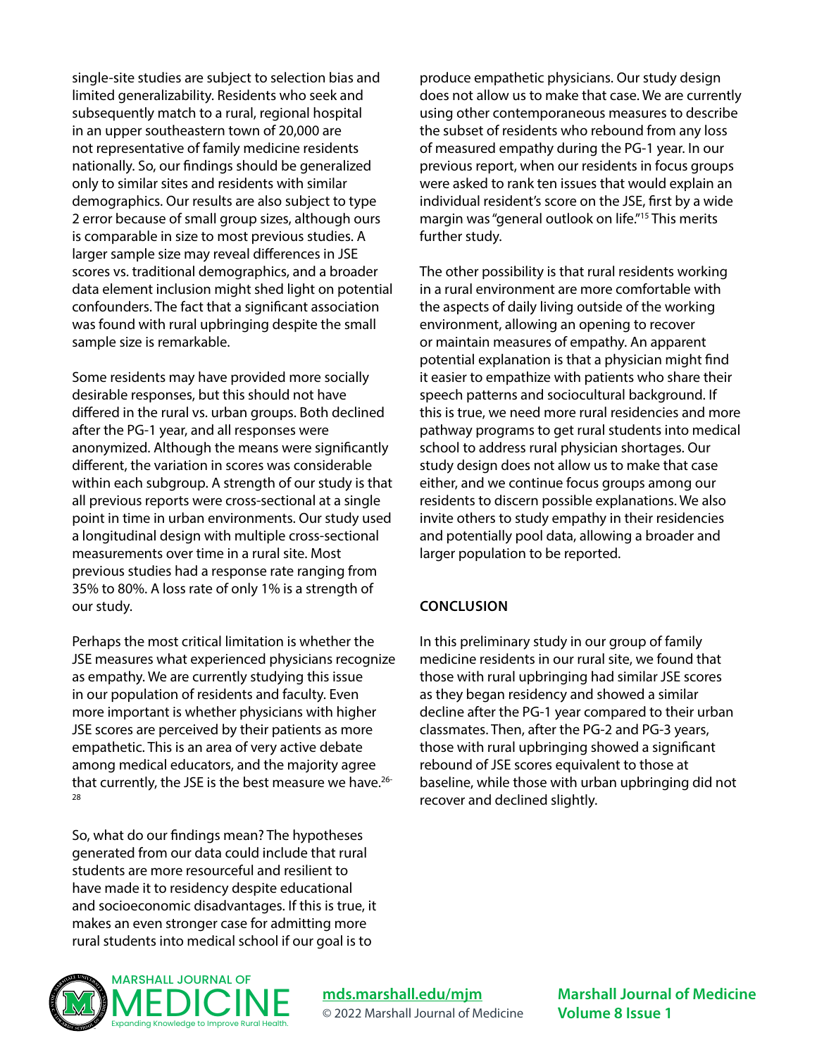single-site studies are subject to selection bias and limited generalizability. Residents who seek and subsequently match to a rural, regional hospital in an upper southeastern town of 20,000 are not representative of family medicine residents nationally. So, our findings should be generalized only to similar sites and residents with similar demographics. Our results are also subject to type 2 error because of small group sizes, although ours is comparable in size to most previous studies. A larger sample size may reveal differences in JSE scores vs. traditional demographics, and a broader data element inclusion might shed light on potential confounders. The fact that a significant association was found with rural upbringing despite the small sample size is remarkable.

Some residents may have provided more socially desirable responses, but this should not have differed in the rural vs. urban groups. Both declined after the PG-1 year, and all responses were anonymized. Although the means were significantly different, the variation in scores was considerable within each subgroup. A strength of our study is that all previous reports were cross-sectional at a single point in time in urban environments. Our study used a longitudinal design with multiple cross-sectional measurements over time in a rural site. Most previous studies had a response rate ranging from 35% to 80%. A loss rate of only 1% is a strength of our study.

Perhaps the most critical limitation is whether the JSE measures what experienced physicians recognize as empathy. We are currently studying this issue in our population of residents and faculty. Even more important is whether physicians with higher JSE scores are perceived by their patients as more empathetic. This is an area of very active debate among medical educators, and the majority agree that currently, the JSE is the best measure we have.[26-28]

So, what do our findings mean? The hypotheses generated from our data could include that rural students are more resourceful and resilient to have made it to residency despite educational and socioeconomic disadvantages. If this is true, it makes an even stronger case for admitting more rural students into medical school if our goal is to produce empathetic physicians. Our study design does not allow us to make that case. We are currently using other contemporaneous measures to describe the subset of residents who rebound from any loss of measured empathy during the PG-1 year. In our previous report, when our residents in focus groups were asked to rank ten issues that would explain an individual resident's score on the JSE, first by a wide margin was "general outlook on life."[15] This merits further study.

The other possibility is that rural residents working in a rural environment are more comfortable with the aspects of daily living outside of the working environment, allowing an opening to recover or maintain measures of empathy. An apparent potential explanation is that a physician might find it easier to empathize with patients who share their speech patterns and sociocultural background. If this is true, we need more rural residencies and more pathway programs to get rural students into medical school to address rural physician shortages. Our study design does not allow us to make that case either, and we continue focus groups among our residents to discern possible explanations. We also invite others to study empathy in their residencies and potentially pool data, allowing a broader and larger population to be reported.

## CONCLUSION

In this preliminary study in our group of family medicine residents in our rural site, we found that those with rural upbringing had similar JSE scores as they began residency and showed a similar decline after the PG-1 year compared to their urban classmates. Then, after the PG-2 and PG-3 years, those with rural upbringing showed a significant rebound of JSE scores equivalent to those at baseline, while those with urban upbringing did not recover and declined slightly.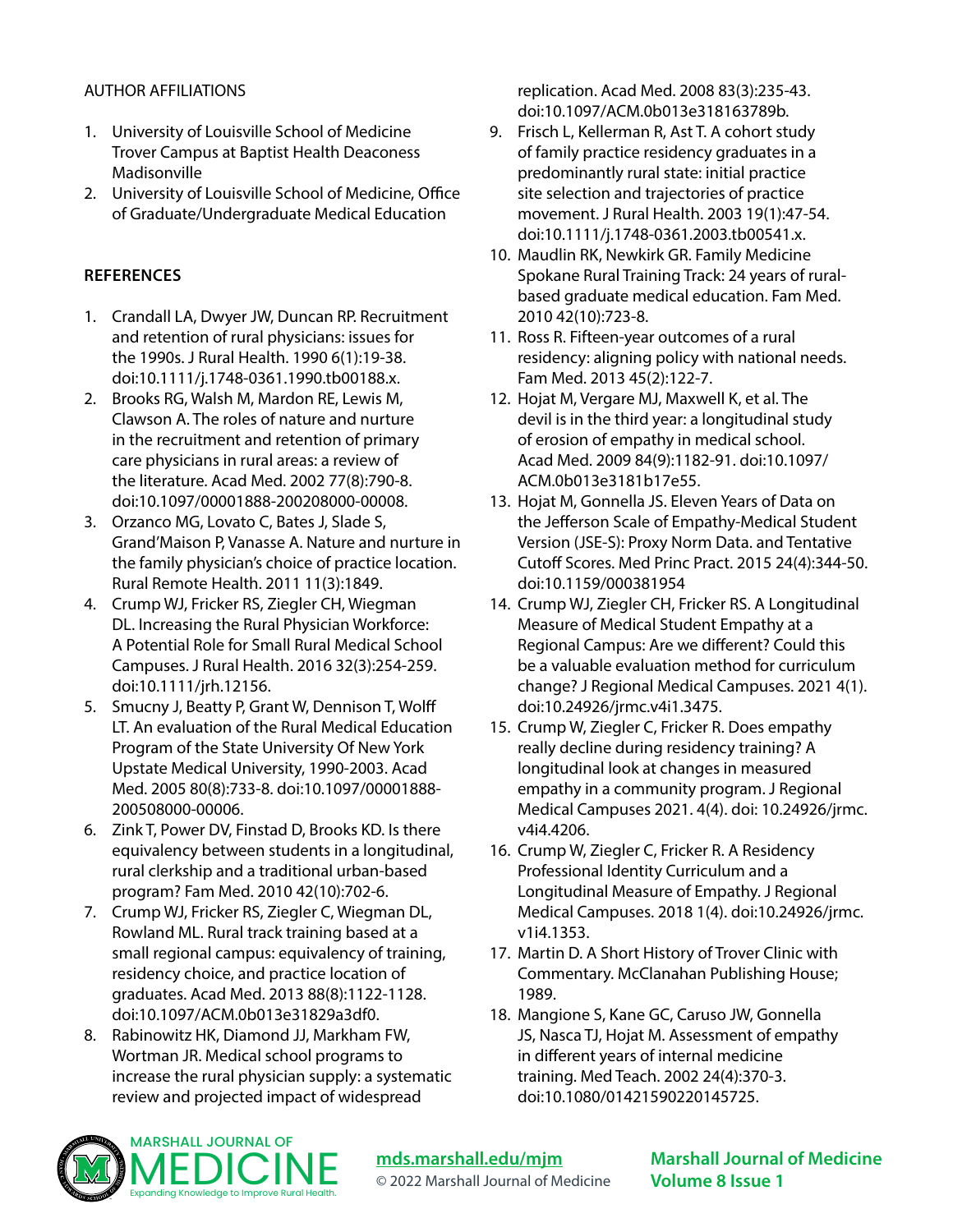AUTHOR AFFILIATIONS

1. University of Louisville School of Medicine Trover Campus at Baptist Health Deaconess Madisonville
2. University of Louisville School of Medicine, Office of Graduate/Undergraduate Medical Education

## REFERENCES

1. Crandall LA, Dwyer JW, Duncan RP. Recruitment and retention of rural physicians: issues for the 1990s. J Rural Health. 1990 6(1):19-38. doi:10.1111/j.1748-0361.1990.tb00188.x.
2. Brooks RG, Walsh M, Mardon RE, Lewis M, Clawson A. The roles of nature and nurture in the recruitment and retention of primary care physicians in rural areas: a review of the literature. Acad Med. 2002 77(8):790-8. doi:10.1097/00001888-200208000-00008.
3. Orzanco MG, Lovato C, Bates J, Slade S, Grand'Maison P, Vanasse A. Nature and nurture in the family physician's choice of practice location. Rural Remote Health. 2011 11(3):1849.
4. Crump WJ, Fricker RS, Ziegler CH, Wiegman DL. Increasing the Rural Physician Workforce: A Potential Role for Small Rural Medical School Campuses. J Rural Health. 2016 32(3):254-259. doi:10.1111/jrh.12156.
5. Smucny J, Beatty P, Grant W, Dennison T, Wolff LT. An evaluation of the Rural Medical Education Program of the State University Of New York Upstate Medical University, 1990-2003. Acad Med. 2005 80(8):733-8. doi:10.1097/00001888-200508000-00006.
6. Zink T, Power DV, Finstad D, Brooks KD. Is there equivalency between students in a longitudinal, rural clerkship and a traditional urban-based program? Fam Med. 2010 42(10):702-6.
7. Crump WJ, Fricker RS, Ziegler C, Wiegman DL, Rowland ML. Rural track training based at a small regional campus: equivalency of training, residency choice, and practice location of graduates. Acad Med. 2013 88(8):1122-1128. doi:10.1097/ACM.0b013e31829a3df0.
8. Rabinowitz HK, Diamond JJ, Markham FW, Wortman JR. Medical school programs to increase the rural physician supply: a systematic review and projected impact of widespread replication. Acad Med. 2008 83(3):235-43. doi:10.1097/ACM.0b013e318163789b.
9. Frisch L, Kellerman R, Ast T. A cohort study of family practice residency graduates in a predominantly rural state: initial practice site selection and trajectories of practice movement. J Rural Health. 2003 19(1):47-54. doi:10.1111/j.1748-0361.2003.tb00541.x.
10. Maudlin RK, Newkirk GR. Family Medicine Spokane Rural Training Track: 24 years of rural-based graduate medical education. Fam Med. 2010 42(10):723-8.
11. Ross R. Fifteen-year outcomes of a rural residency: aligning policy with national needs. Fam Med. 2013 45(2):122-7.
12. Hojat M, Vergare MJ, Maxwell K, et al. The devil is in the third year: a longitudinal study of erosion of empathy in medical school. Acad Med. 2009 84(9):1182-91. doi:10.1097/ACM.0b013e3181b17e55.
13. Hojat M, Gonnella JS. Eleven Years of Data on the Jefferson Scale of Empathy-Medical Student Version (JSE-S): Proxy Norm Data. and Tentative Cutoff Scores. Med Princ Pract. 2015 24(4):344-50. doi:10.1159/000381954
14. Crump WJ, Ziegler CH, Fricker RS. A Longitudinal Measure of Medical Student Empathy at a Regional Campus: Are we different? Could this be a valuable evaluation method for curriculum change? J Regional Medical Campuses. 2021 4(1). doi:10.24926/jrmc.v4i1.3475.
15. Crump W, Ziegler C, Fricker R. Does empathy really decline during residency training? A longitudinal look at changes in measured empathy in a community program. J Regional Medical Campuses 2021. 4(4). doi: 10.24926/jrmc.v4i4.4206.
16. Crump W, Ziegler C, Fricker R. A Residency Professional Identity Curriculum and a Longitudinal Measure of Empathy. J Regional Medical Campuses. 2018 1(4). doi:10.24926/jrmc.v1i4.1353.
17. Martin D. A Short History of Trover Clinic with Commentary. McClanahan Publishing House; 1989.
18. Mangione S, Kane GC, Caruso JW, Gonnella JS, Nasca TJ, Hojat M. Assessment of empathy in different years of internal medicine training. Med Teach. 2002 24(4):370-3. doi:10.1080/01421590220145725.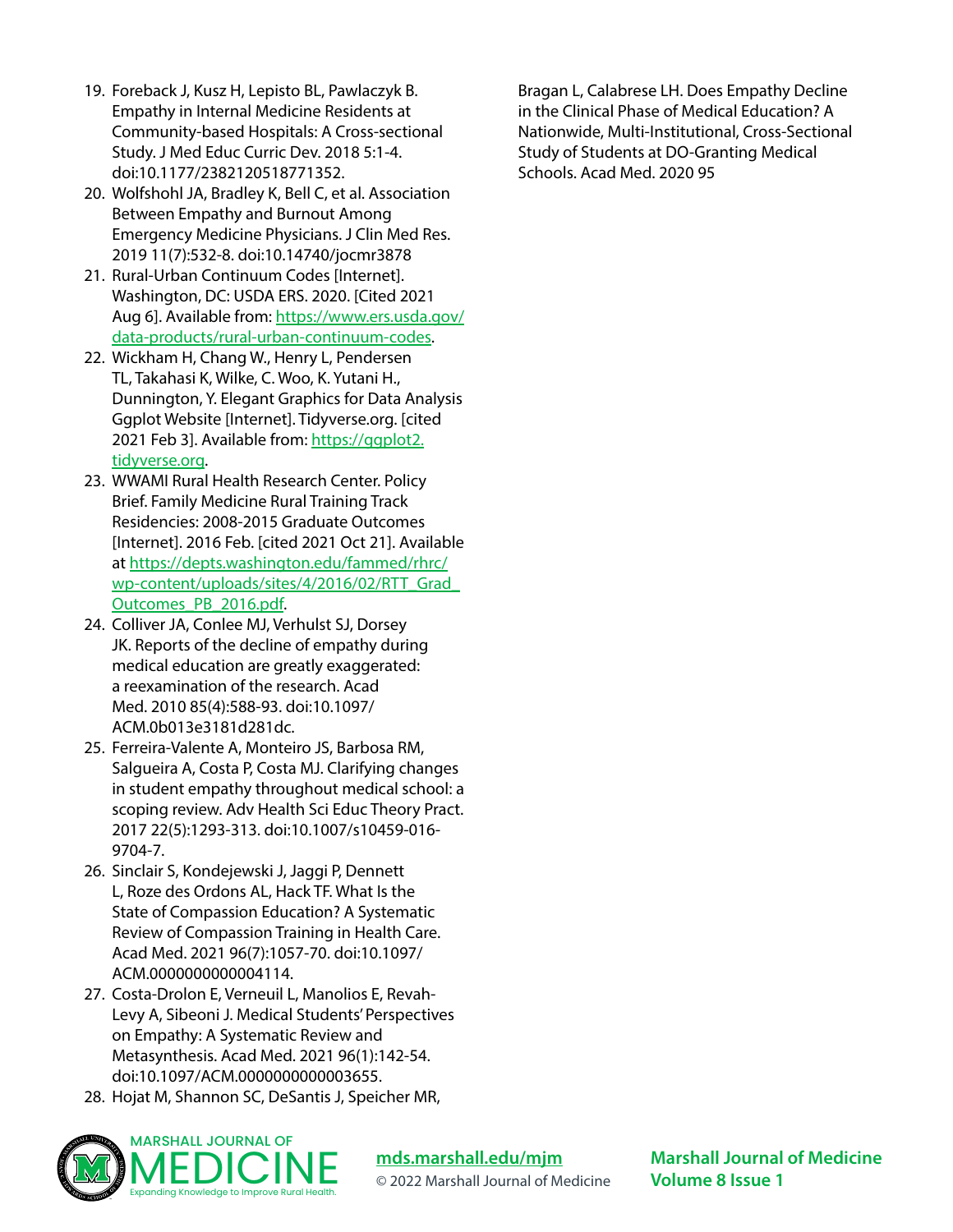19. Foreback J, Kusz H, Lepisto BL, Pawlaczyk B. Empathy in Internal Medicine Residents at Community-based Hospitals: A Cross-sectional Study. J Med Educ Curric Dev. 2018 5:1-4. doi:10.1177/2382120518771352.
20. Wolfshohl JA, Bradley K, Bell C, et al. Association Between Empathy and Burnout Among Emergency Medicine Physicians. J Clin Med Res. 2019 11(7):532-8. doi:10.14740/jocmr3878
21. Rural-Urban Continuum Codes [Internet]. Washington, DC: USDA ERS. 2020. [Cited 2021 Aug 6]. Available from: https://www.ers.usda.gov/data-products/rural-urban-continuum-codes.
22. Wickham H, Chang W., Henry L, Pendersen TL, Takahasi K, Wilke, C. Woo, K. Yutani H., Dunnington, Y. Elegant Graphics for Data Analysis Ggplot Website [Internet]. Tidyverse.org. [cited 2021 Feb 3]. Available from: https://ggplot2.tidyverse.org.
23. WWAMI Rural Health Research Center. Policy Brief. Family Medicine Rural Training Track Residencies: 2008-2015 Graduate Outcomes [Internet]. 2016 Feb. [cited 2021 Oct 21]. Available at https://depts.washington.edu/fammed/rhrc/wp-content/uploads/sites/4/2016/02/RTT_Grad_Outcomes_PB_2016.pdf.
24. Colliver JA, Conlee MJ, Verhulst SJ, Dorsey JK. Reports of the decline of empathy during medical education are greatly exaggerated: a reexamination of the research. Acad Med. 2010 85(4):588-93. doi:10.1097/ACM.0b013e3181d281dc.
25. Ferreira-Valente A, Monteiro JS, Barbosa RM, Salgueira A, Costa P, Costa MJ. Clarifying changes in student empathy throughout medical school: a scoping review. Adv Health Sci Educ Theory Pract. 2017 22(5):1293-313. doi:10.1007/s10459-016-9704-7.
26. Sinclair S, Kondejewski J, Jaggi P, Dennett L, Roze des Ordons AL, Hack TF. What Is the State of Compassion Education? A Systematic Review of Compassion Training in Health Care. Acad Med. 2021 96(7):1057-70. doi:10.1097/ACM.0000000000004114.
27. Costa-Drolon E, Verneuil L, Manolios E, Revah-Levy A, Sibeoni J. Medical Students' Perspectives on Empathy: A Systematic Review and Metasynthesis. Acad Med. 2021 96(1):142-54. doi:10.1097/ACM.0000000000003655.
28. Hojat M, Shannon SC, DeSantis J, Speicher MR, Bragan L, Calabrese LH. Does Empathy Decline in the Clinical Phase of Medical Education? A Nationwide, Multi-Institutional, Cross-Sectional Study of Students at DO-Granting Medical Schools. Acad Med. 2020 95